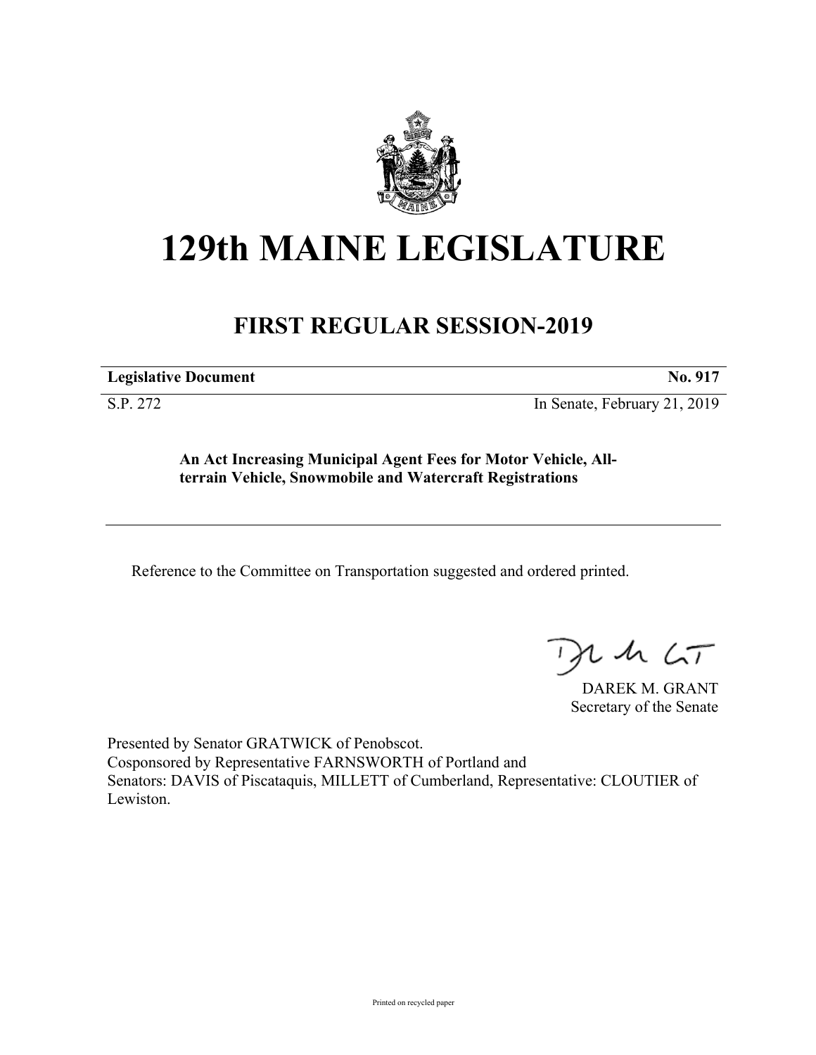# 129th MAINE LEGISLATURE

## FIRST REGULAR SESSION-2019

**Legislative Document** **No. 917**

S.P. 272 In Senate, February 21, 2019

**An Act Increasing Municipal Agent Fees for Motor Vehicle, All-terrain Vehicle, Snowmobile and Watercraft Registrations**

Reference to the Committee on Transportation suggested and ordered printed.

DAREK M. GRANT
Secretary of the Senate

Presented by Senator GRATWICK of Penobscot.
Cosponsored by Representative FARNSWORTH of Portland and
Senators: DAVIS of Piscataquis, MILLETT of Cumberland, Representative: CLOUTIER of Lewiston.

Printed on recycled paper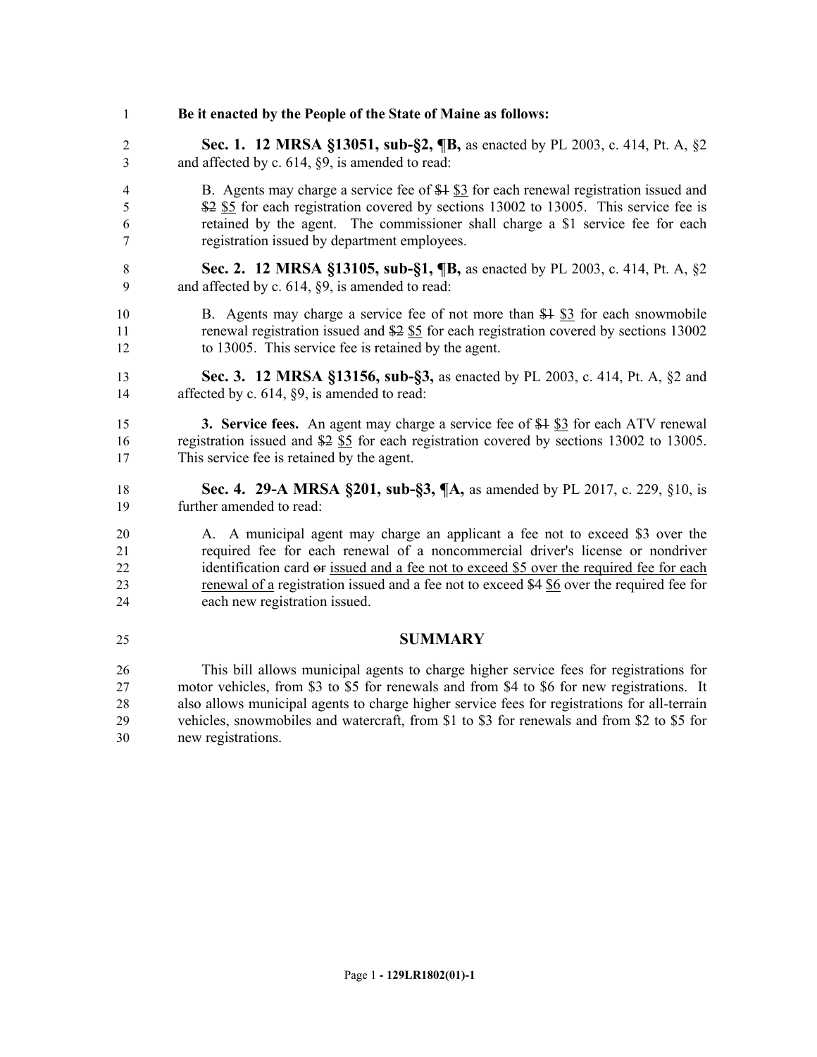**Be it enacted by the People of the State of Maine as follows:**

**Sec. 1. 12 MRSA §13051, sub-§2, ¶B,** as enacted by PL 2003, c. 414, Pt. A, §2 and affected by c. 614, §9, is amended to read:

B. Agents may charge a service fee of ~~$1~~ $3 for each renewal registration issued and ~~$2~~ $5 for each registration covered by sections 13002 to 13005. This service fee is retained by the agent. The commissioner shall charge a $1 service fee for each registration issued by department employees.

**Sec. 2. 12 MRSA §13105, sub-§1, ¶B,** as enacted by PL 2003, c. 414, Pt. A, §2 and affected by c. 614, §9, is amended to read:

B. Agents may charge a service fee of not more than ~~$1~~ $3 for each snowmobile renewal registration issued and ~~$2~~ $5 for each registration covered by sections 13002 to 13005. This service fee is retained by the agent.

**Sec. 3. 12 MRSA §13156, sub-§3,** as enacted by PL 2003, c. 414, Pt. A, §2 and affected by c. 614, §9, is amended to read:

**3. Service fees.** An agent may charge a service fee of ~~$1~~ $3 for each ATV renewal registration issued and ~~$2~~ $5 for each registration covered by sections 13002 to 13005. This service fee is retained by the agent.

**Sec. 4. 29-A MRSA §201, sub-§3, ¶A,** as amended by PL 2017, c. 229, §10, is further amended to read:

A. A municipal agent may charge an applicant a fee not to exceed $3 over the required fee for each renewal of a noncommercial driver's license or nondriver identification card ~~or~~ issued and a fee not to exceed $5 over the required fee for each renewal of a registration issued and a fee not to exceed ~~$4~~ $6 over the required fee for each new registration issued.

## SUMMARY

This bill allows municipal agents to charge higher service fees for registrations for motor vehicles, from $3 to $5 for renewals and from $4 to $6 for new registrations. It also allows municipal agents to charge higher service fees for registrations for all-terrain vehicles, snowmobiles and watercraft, from $1 to $3 for renewals and from $2 to $5 for new registrations.